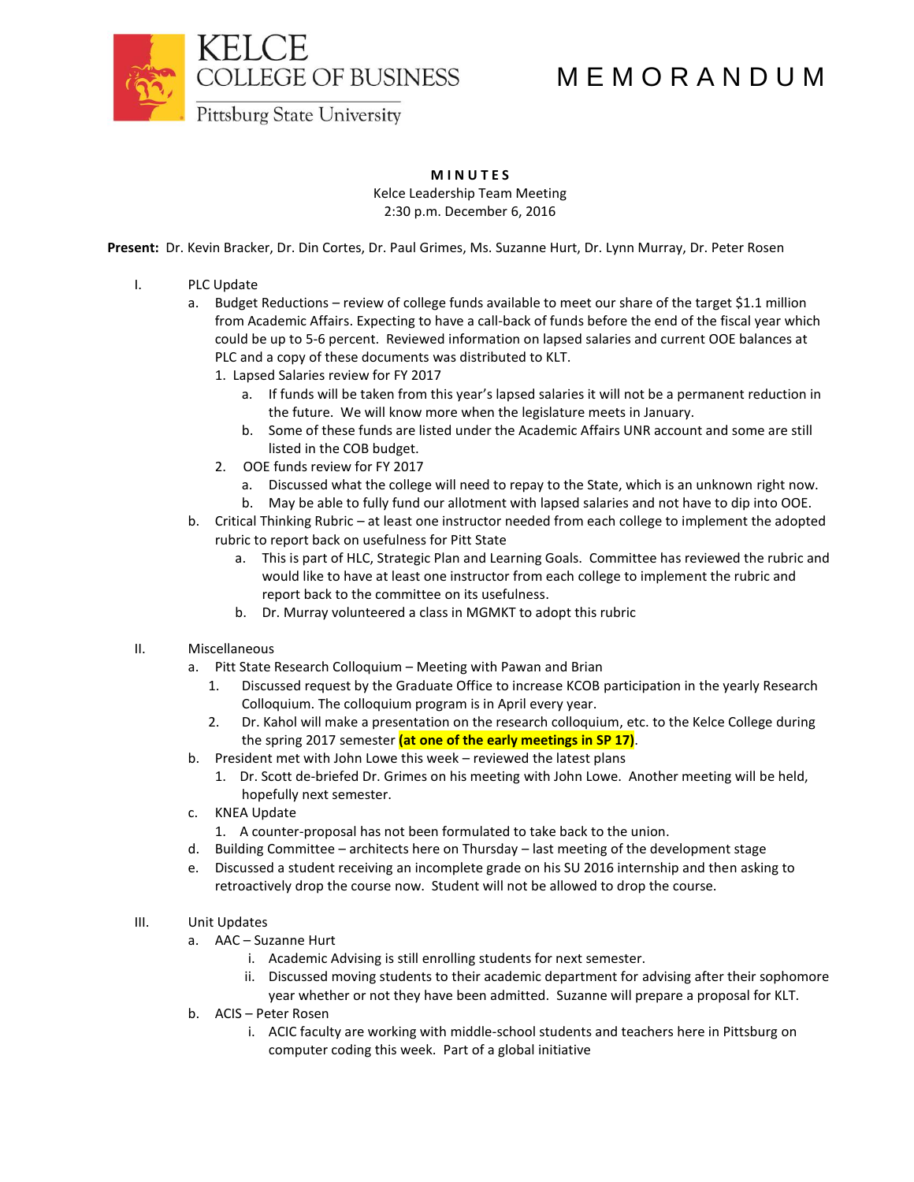KELCE COLLEGE OF BUSINESS
Pittsburg State University

# MEMORANDUM

**MINUTES**
Kelce Leadership Team Meeting
2:30 p.m. December 6, 2016

**Present:** Dr. Kevin Bracker, Dr. Din Cortes, Dr. Paul Grimes, Ms. Suzanne Hurt, Dr. Lynn Murray, Dr. Peter Rosen

I. PLC Update
   a. Budget Reductions – review of college funds available to meet our share of the target $1.1 million from Academic Affairs. Expecting to have a call-back of funds before the end of the fiscal year which could be up to 5-6 percent. Reviewed information on lapsed salaries and current OOE balances at PLC and a copy of these documents was distributed to KLT.
      1. Lapsed Salaries review for FY 2017
         a. If funds will be taken from this year's lapsed salaries it will not be a permanent reduction in the future. We will know more when the legislature meets in January.
         b. Some of these funds are listed under the Academic Affairs UNR account and some are still listed in the COB budget.
      2. OOE funds review for FY 2017
         a. Discussed what the college will need to repay to the State, which is an unknown right now.
         b. May be able to fully fund our allotment with lapsed salaries and not have to dip into OOE.
   b. Critical Thinking Rubric – at least one instructor needed from each college to implement the adopted rubric to report back on usefulness for Pitt State
      a. This is part of HLC, Strategic Plan and Learning Goals. Committee has reviewed the rubric and would like to have at least one instructor from each college to implement the rubric and report back to the committee on its usefulness.
      b. Dr. Murray volunteered a class in MGMKT to adopt this rubric

II. Miscellaneous
   a. Pitt State Research Colloquium – Meeting with Pawan and Brian
      1. Discussed request by the Graduate Office to increase KCOB participation in the yearly Research Colloquium. The colloquium program is in April every year.
      2. Dr. Kahol will make a presentation on the research colloquium, etc. to the Kelce College during the spring 2017 semester **(at one of the early meetings in SP 17)**.
   b. President met with John Lowe this week – reviewed the latest plans
      1. Dr. Scott de-briefed Dr. Grimes on his meeting with John Lowe. Another meeting will be held, hopefully next semester.
   c. KNEA Update
      1. A counter-proposal has not been formulated to take back to the union.
   d. Building Committee – architects here on Thursday – last meeting of the development stage
   e. Discussed a student receiving an incomplete grade on his SU 2016 internship and then asking to retroactively drop the course now. Student will not be allowed to drop the course.

III. Unit Updates
   a. AAC – Suzanne Hurt
      i. Academic Advising is still enrolling students for next semester.
      ii. Discussed moving students to their academic department for advising after their sophomore year whether or not they have been admitted. Suzanne will prepare a proposal for KLT.
   b. ACIS – Peter Rosen
      i. ACIC faculty are working with middle-school students and teachers here in Pittsburg on computer coding this week. Part of a global initiative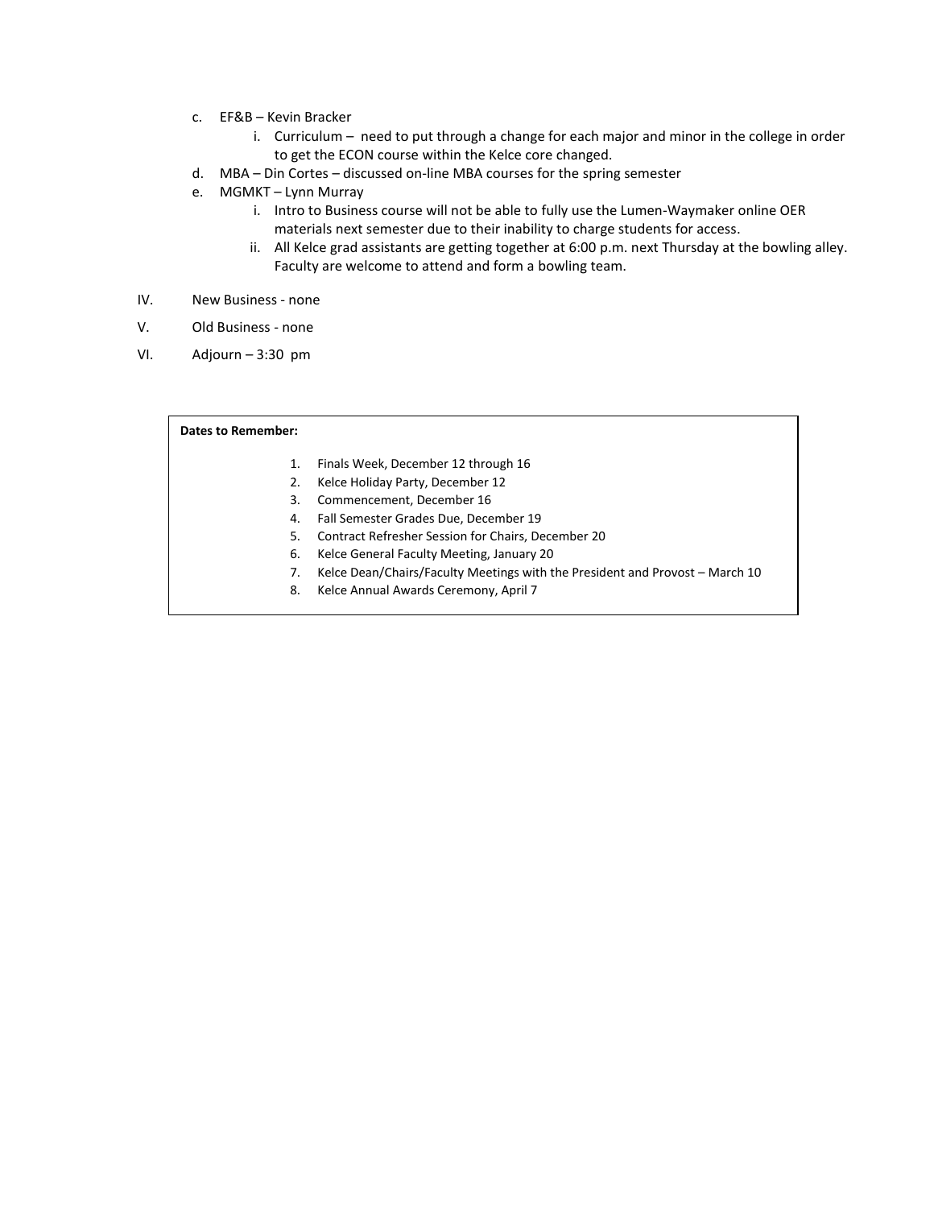c. EF&B – Kevin Bracker
    i. Curriculum – need to put through a change for each major and minor in the college in order to get the ECON course within the Kelce core changed.

d. MBA – Din Cortes – discussed on-line MBA courses for the spring semester

e. MGMKT – Lynn Murray
    i. Intro to Business course will not be able to fully use the Lumen-Waymaker online OER materials next semester due to their inability to charge students for access.
    ii. All Kelce grad assistants are getting together at 6:00 p.m. next Thursday at the bowling alley. Faculty are welcome to attend and form a bowling team.

IV. New Business - none

V. Old Business - none

VI. Adjourn – 3:30 pm

**Dates to Remember:**

1. Finals Week, December 12 through 16
2. Kelce Holiday Party, December 12
3. Commencement, December 16
4. Fall Semester Grades Due, December 19
5. Contract Refresher Session for Chairs, December 20
6. Kelce General Faculty Meeting, January 20
7. Kelce Dean/Chairs/Faculty Meetings with the President and Provost – March 10
8. Kelce Annual Awards Ceremony, April 7